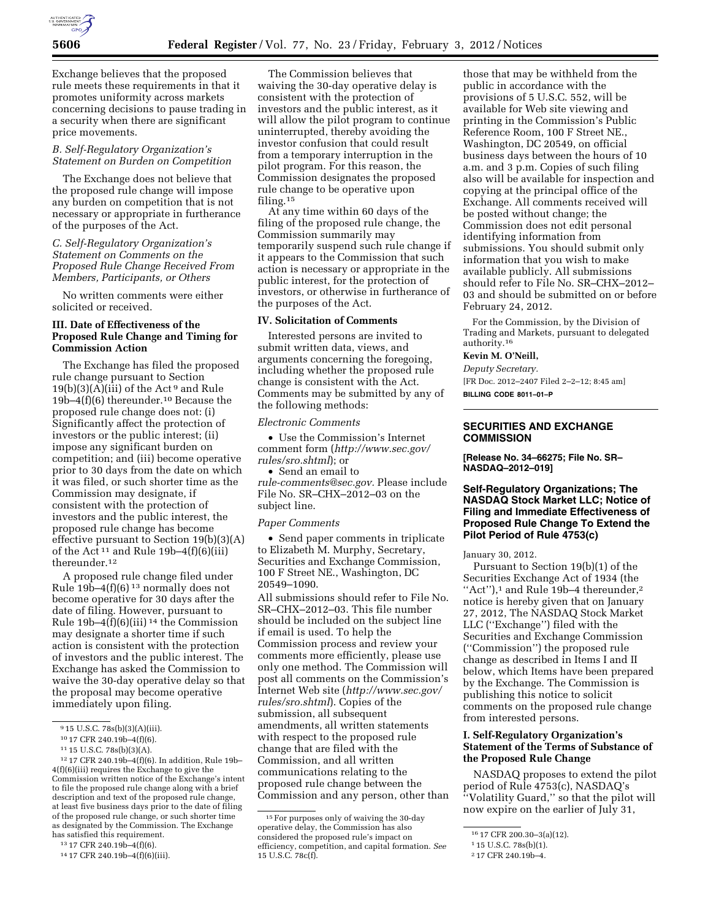Exchange believes that the proposed rule meets these requirements in that it promotes uniformity across markets concerning decisions to pause trading in a security when there are significant price movements.

### *B. Self-Regulatory Organization's Statement on Burden on Competition*

The Exchange does not believe that the proposed rule change will impose any burden on competition that is not necessary or appropriate in furtherance of the purposes of the Act.

### *C. Self-Regulatory Organization's Statement on Comments on the Proposed Rule Change Received From Members, Participants, or Others*

No written comments were either solicited or received.

## III. Date of Effectiveness of the Proposed Rule Change and Timing for Commission Action

The Exchange has filed the proposed rule change pursuant to Section 19(b)(3)(A)(iii) of the Act [9] and Rule 19b–4(f)(6) thereunder.[10] Because the proposed rule change does not: (i) Significantly affect the protection of investors or the public interest; (ii) impose any significant burden on competition; and (iii) become operative prior to 30 days from the date on which it was filed, or such shorter time as the Commission may designate, if consistent with the protection of investors and the public interest, the proposed rule change has become effective pursuant to Section 19(b)(3)(A) of the Act [11] and Rule 19b–4(f)(6)(iii) thereunder.[12]

A proposed rule change filed under Rule 19b–4(f)(6) [13] normally does not become operative for 30 days after the date of filing. However, pursuant to Rule 19b–4(f)(6)(iii) [14] the Commission may designate a shorter time if such action is consistent with the protection of investors and the public interest. The Exchange has asked the Commission to waive the 30-day operative delay so that the proposal may become operative immediately upon filing.

The Commission believes that waiving the 30-day operative delay is consistent with the protection of investors and the public interest, as it will allow the pilot program to continue uninterrupted, thereby avoiding the investor confusion that could result from a temporary interruption in the pilot program. For this reason, the Commission designates the proposed rule change to be operative upon filing.[15]

At any time within 60 days of the filing of the proposed rule change, the Commission summarily may temporarily suspend such rule change if it appears to the Commission that such action is necessary or appropriate in the public interest, for the protection of investors, or otherwise in furtherance of the purposes of the Act.

## IV. Solicitation of Comments

Interested persons are invited to submit written data, views, and arguments concerning the foregoing, including whether the proposed rule change is consistent with the Act. Comments may be submitted by any of the following methods:

*Electronic Comments*

- Use the Commission's Internet comment form (*http://www.sec.gov/rules/sro.shtml*); or
- Send an email to *rule-comments@sec.gov*. Please include File No. SR–CHX–2012–03 on the subject line.

*Paper Comments*

- Send paper comments in triplicate to Elizabeth M. Murphy, Secretary, Securities and Exchange Commission, 100 F Street NE., Washington, DC 20549–1090.

All submissions should refer to File No. SR–CHX–2012–03. This file number should be included on the subject line if email is used. To help the Commission process and review your comments more efficiently, please use only one method. The Commission will post all comments on the Commission's Internet Web site (*http://www.sec.gov/rules/sro.shtml*). Copies of the submission, all subsequent amendments, all written statements with respect to the proposed rule change that are filed with the Commission, and all written communications relating to the proposed rule change between the Commission and any person, other than those that may be withheld from the public in accordance with the provisions of 5 U.S.C. 552, will be available for Web site viewing and printing in the Commission's Public Reference Room, 100 F Street NE., Washington, DC 20549, on official business days between the hours of 10 a.m. and 3 p.m. Copies of such filing also will be available for inspection and copying at the principal office of the Exchange. All comments received will be posted without change; the Commission does not edit personal identifying information from submissions. You should submit only information that you wish to make available publicly. All submissions should refer to File No. SR–CHX–2012–03 and should be submitted on or before February 24, 2012.

For the Commission, by the Division of Trading and Markets, pursuant to delegated authority.[16]

**Kevin M. O'Neill,**

*Deputy Secretary.*

[FR Doc. 2012–2407 Filed 2–2–12; 8:45 am]

**BILLING CODE 8011–01–P**

---

## SECURITIES AND EXCHANGE COMMISSION

**[Release No. 34–66275; File No. SR–NASDAQ–2012–019]**

## Self-Regulatory Organizations; The NASDAQ Stock Market LLC; Notice of Filing and Immediate Effectiveness of Proposed Rule Change To Extend the Pilot Period of Rule 4753(c)

January 30, 2012.

Pursuant to Section 19(b)(1) of the Securities Exchange Act of 1934 (the "Act"),[1] and Rule 19b–4 thereunder,[2] notice is hereby given that on January 27, 2012, The NASDAQ Stock Market LLC ("Exchange") filed with the Securities and Exchange Commission ("Commission") the proposed rule change as described in Items I and II below, which Items have been prepared by the Exchange. The Commission is publishing this notice to solicit comments on the proposed rule change from interested persons.

## I. Self-Regulatory Organization's Statement of the Terms of Substance of the Proposed Rule Change

NASDAQ proposes to extend the pilot period of Rule 4753(c), NASDAQ's "Volatility Guard," so that the pilot will now expire on the earlier of July 31,

---

[9] 15 U.S.C. 78s(b)(3)(A)(iii).

[10] 17 CFR 240.19b–4(f)(6).

[11] 15 U.S.C. 78s(b)(3)(A).

[12] 17 CFR 240.19b–4(f)(6). In addition, Rule 19b–4(f)(6)(iii) requires the Exchange to give the Commission written notice of the Exchange's intent to file the proposed rule change along with a brief description and text of the proposed rule change, at least five business days prior to the date of filing of the proposed rule change, or such shorter time as designated by the Commission. The Exchange has satisfied this requirement.

[13] 17 CFR 240.19b–4(f)(6).

[14] 17 CFR 240.19b–4(f)(6)(iii).

[15] For purposes only of waiving the 30-day operative delay, the Commission has also considered the proposed rule's impact on efficiency, competition, and capital formation. *See* 15 U.S.C. 78c(f).

[16] 17 CFR 200.30–3(a)(12).

[1] 15 U.S.C. 78s(b)(1).

[2] 17 CFR 240.19b–4.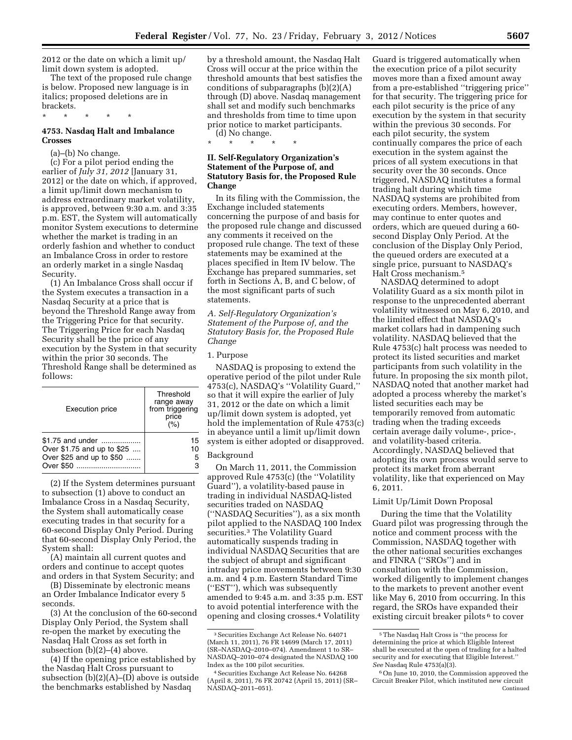2012 or the date on which a limit up/limit down system is adopted.

The text of the proposed rule change is below. Proposed new language is in italics; proposed deletions are in brackets.

\* \* \* \* \*

### 4753. Nasdaq Halt and Imbalance Crosses

(a)–(b) No change.

(c) For a pilot period ending the earlier of *July 31, 2012* [January 31, 2012] or the date on which, if approved, a limit up/limit down mechanism to address extraordinary market volatility, is approved, between 9:30 a.m. and 3:35 p.m. EST, the System will automatically monitor System executions to determine whether the market is trading in an orderly fashion and whether to conduct an Imbalance Cross in order to restore an orderly market in a single Nasdaq Security.

(1) An Imbalance Cross shall occur if the System executes a transaction in a Nasdaq Security at a price that is beyond the Threshold Range away from the Triggering Price for that security. The Triggering Price for each Nasdaq Security shall be the price of any execution by the System in that security within the prior 30 seconds. The Threshold Range shall be determined as follows:

| Execution price | Threshold range away from triggering price (%) |
|---|---|
| $1.75 and under | 15 |
| Over $1.75 and up to $25 | 10 |
| Over $25 and up to $50 | 5 |
| Over $50 | 3 |

(2) If the System determines pursuant to subsection (1) above to conduct an Imbalance Cross in a Nasdaq Security, the System shall automatically cease executing trades in that security for a 60-second Display Only Period. During that 60-second Display Only Period, the System shall:

(A) maintain all current quotes and orders and continue to accept quotes and orders in that System Security; and

(B) Disseminate by electronic means an Order Imbalance Indicator every 5 seconds.

(3) At the conclusion of the 60-second Display Only Period, the System shall re-open the market by executing the Nasdaq Halt Cross as set forth in subsection (b)(2)–(4) above.

(4) If the opening price established by the Nasdaq Halt Cross pursuant to subsection (b)(2)(A)–(D) above is outside the benchmarks established by Nasdaq by a threshold amount, the Nasdaq Halt Cross will occur at the price within the threshold amounts that best satisfies the conditions of subparagraphs (b)(2)(A) through (D) above. Nasdaq management shall set and modify such benchmarks and thresholds from time to time upon prior notice to market participants.

(d) No change.

\* \* \* \* \*

## II. Self-Regulatory Organization's Statement of the Purpose of, and Statutory Basis for, the Proposed Rule Change

In its filing with the Commission, the Exchange included statements concerning the purpose of and basis for the proposed rule change and discussed any comments it received on the proposed rule change. The text of these statements may be examined at the places specified in Item IV below. The Exchange has prepared summaries, set forth in Sections A, B, and C below, of the most significant parts of such statements.

### *A. Self-Regulatory Organization's Statement of the Purpose of, and the Statutory Basis for, the Proposed Rule Change*

#### 1. Purpose

NASDAQ is proposing to extend the operative period of the pilot under Rule 4753(c), NASDAQ's "Volatility Guard," so that it will expire the earlier of July 31, 2012 or the date on which a limit up/limit down system is adopted, yet hold the implementation of Rule 4753(c) in abeyance until a limit up/limit down system is either adopted or disapproved.

#### Background

On March 11, 2011, the Commission approved Rule 4753(c) (the "Volatility Guard"), a volatility-based pause in trading in individual NASDAQ-listed securities traded on NASDAQ ("NASDAQ Securities"), as a six month pilot applied to the NASDAQ 100 Index securities.[3] The Volatility Guard automatically suspends trading in individual NASDAQ Securities that are the subject of abrupt and significant intraday price movements between 9:30 a.m. and 4 p.m. Eastern Standard Time ("EST"), which was subsequently amended to 9:45 a.m. and 3:35 p.m. EST to avoid potential interference with the opening and closing crosses.[4] Volatility Guard is triggered automatically when the execution price of a pilot security moves more than a fixed amount away from a pre-established "triggering price" for that security. The triggering price for each pilot security is the price of any execution by the system in that security within the previous 30 seconds. For each pilot security, the system continually compares the price of each execution in the system against the prices of all system executions in that security over the 30 seconds. Once triggered, NASDAQ institutes a formal trading halt during which time NASDAQ systems are prohibited from executing orders. Members, however, may continue to enter quotes and orders, which are queued during a 60-second Display Only Period. At the conclusion of the Display Only Period, the queued orders are executed at a single price, pursuant to NASDAQ's Halt Cross mechanism.[5]

NASDAQ determined to adopt Volatility Guard as a six month pilot in response to the unprecedented aberrant volatility witnessed on May 6, 2010, and the limited effect that NASDAQ's market collars had in dampening such volatility. NASDAQ believed that the Rule 4753(c) halt process was needed to protect its listed securities and market participants from such volatility in the future. In proposing the six month pilot, NASDAQ noted that another market had adopted a process whereby the market's listed securities each may be temporarily removed from automatic trading when the trading exceeds certain average daily volume-, price-, and volatility-based criteria. Accordingly, NASDAQ believed that adopting its own process would serve to protect its market from aberrant volatility, like that experienced on May 6, 2011.

#### Limit Up/Limit Down Proposal

During the time that the Volatility Guard pilot was progressing through the notice and comment process with the Commission, NASDAQ together with the other national securities exchanges and FINRA ("SROs") and in consultation with the Commission, worked diligently to implement changes to the markets to prevent another event like May 6, 2010 from occurring. In this regard, the SROs have expanded their existing circuit breaker pilots[6] to cover

---

[3] Securities Exchange Act Release No. 64071 (March 11, 2011), 76 FR 14699 (March 17, 2011) (SR–NASDAQ–2010–074). Amendment 1 to SR–NASDAQ–2010–074 designated the NASDAQ 100 Index as the 100 pilot securities.

[4] Securities Exchange Act Release No. 64268 (April 8, 2011), 76 FR 20742 (April 15, 2011) (SR–NASDAQ–2011–051).

[5] The Nasdaq Halt Cross is "the process for determining the price at which Eligible Interest shall be executed at the open of trading for a halted security and for executing that Eligible Interest." *See* Nasdaq Rule 4753(a)(3).

[6] On June 10, 2010, the Commission approved the Circuit Breaker Pilot, which instituted new circuit Continued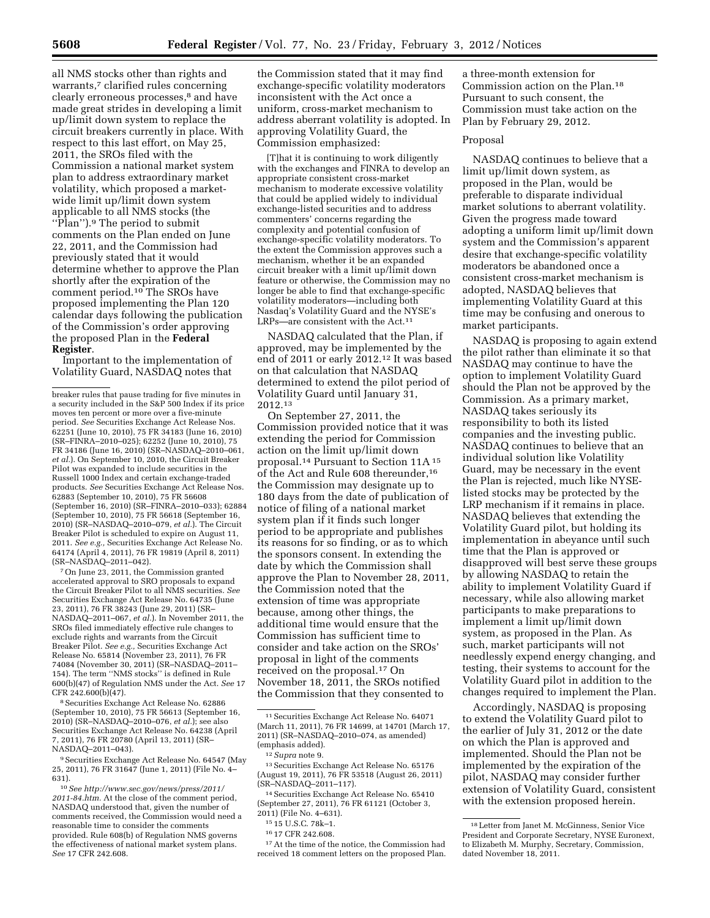all NMS stocks other than rights and warrants,[7] clarified rules concerning clearly erroneous processes,[8] and have made great strides in developing a limit up/limit down system to replace the circuit breakers currently in place. With respect to this last effort, on May 25, 2011, the SROs filed with the Commission a national market system plan to address extraordinary market volatility, which proposed a market-wide limit up/limit down system applicable to all NMS stocks (the ''Plan'').[9] The period to submit comments on the Plan ended on June 22, 2011, and the Commission had previously stated that it would determine whether to approve the Plan shortly after the expiration of the comment period.[10] The SROs have proposed implementing the Plan 120 calendar days following the publication of the Commission's order approving the proposed Plan in the **Federal Register**.

Important to the implementation of Volatility Guard, NASDAQ notes that the Commission stated that it may find exchange-specific volatility moderators inconsistent with the Act once a uniform, cross-market mechanism to address aberrant volatility is adopted. In approving Volatility Guard, the Commission emphasized:

> [T]hat it is continuing to work diligently with the exchanges and FINRA to develop an appropriate consistent cross-market mechanism to moderate excessive volatility that could be applied widely to individual exchange-listed securities and to address commenters' concerns regarding the complexity and potential confusion of exchange-specific volatility moderators. To the extent the Commission approves such a mechanism, whether it be an expanded circuit breaker with a limit up/limit down feature or otherwise, the Commission may no longer be able to find that exchange-specific volatility moderators—including both Nasdaq's Volatility Guard and the NYSE's LRPs—are consistent with the Act.[11]

NASDAQ calculated that the Plan, if approved, may be implemented by the end of 2011 or early 2012.[12] It was based on that calculation that NASDAQ determined to extend the pilot period of Volatility Guard until January 31, 2012.[13]

On September 27, 2011, the Commission provided notice that it was extending the period for Commission action on the limit up/limit down proposal.[14] Pursuant to Section 11A[15] of the Act and Rule 608 thereunder,[16] the Commission may designate up to 180 days from the date of publication of notice of filing of a national market system plan if it finds such longer period to be appropriate and publishes its reasons for so finding, or as to which the sponsors consent. In extending the date by which the Commission shall approve the Plan to November 28, 2011, the Commission noted that the extension of time was appropriate because, among other things, the additional time would ensure that the Commission has sufficient time to consider and take action on the SROs' proposal in light of the comments received on the proposal.[17] On November 18, 2011, the SROs notified the Commission that they consented to a three-month extension for Commission action on the Plan.[18] Pursuant to such consent, the Commission must take action on the Plan by February 29, 2012.

Proposal

NASDAQ continues to believe that a limit up/limit down system, as proposed in the Plan, would be preferable to disparate individual market solutions to aberrant volatility. Given the progress made toward adopting a uniform limit up/limit down system and the Commission's apparent desire that exchange-specific volatility moderators be abandoned once a consistent cross-market mechanism is adopted, NASDAQ believes that implementing Volatility Guard at this time may be confusing and onerous to market participants.

NASDAQ is proposing to again extend the pilot rather than eliminate it so that NASDAQ may continue to have the option to implement Volatility Guard should the Plan not be approved by the Commission. As a primary market, NASDAQ takes seriously its responsibility to both its listed companies and the investing public. NASDAQ continues to believe that an individual solution like Volatility Guard, may be necessary in the event the Plan is rejected, much like NYSE-listed stocks may be protected by the LRP mechanism if it remains in place. NASDAQ believes that extending the Volatility Guard pilot, but holding its implementation in abeyance until such time that the Plan is approved or disapproved will best serve these groups by allowing NASDAQ to retain the ability to implement Volatility Guard if necessary, while also allowing market participants to make preparations to implement a limit up/limit down system, as proposed in the Plan. As such, market participants will not needlessly expend energy changing, and testing, their systems to account for the Volatility Guard pilot in addition to the changes required to implement the Plan.

Accordingly, NASDAQ is proposing to extend the Volatility Guard pilot to the earlier of July 31, 2012 or the date on which the Plan is approved and implemented. Should the Plan not be implemented by the expiration of the pilot, NASDAQ may consider further extension of Volatility Guard, consistent with the extension proposed herein.

---

breaker rules that pause trading for five minutes in a security included in the S&P 500 Index if its price moves ten percent or more over a five-minute period. *See* Securities Exchange Act Release Nos. 62251 (June 10, 2010), 75 FR 34183 (June 16, 2010) (SR–FINRA–2010–025); 62252 (June 10, 2010), 75 FR 34186 (June 16, 2010) (SR–NASDAQ–2010–061, *et al.*). On September 10, 2010, the Circuit Breaker Pilot was expanded to include securities in the Russell 1000 Index and certain exchange-traded products. *See* Securities Exchange Act Release Nos. 62883 (September 10, 2010), 75 FR 56608 (September 16, 2010) (SR–FINRA–2010–033); 62884 (September 10, 2010), 75 FR 56618 (September 16, 2010) (SR–NASDAQ–2010–079, *et al.*). The Circuit Breaker Pilot is scheduled to expire on August 11, 2011. *See e.g.,* Securities Exchange Act Release No. 64174 (April 4, 2011), 76 FR 19819 (April 8, 2011) (SR–NASDAQ–2011–042).

[7] On June 23, 2011, the Commission granted accelerated approval to SRO proposals to expand the Circuit Breaker Pilot to all NMS securities. *See* Securities Exchange Act Release No. 64735 (June 23, 2011), 76 FR 38243 (June 29, 2011) (SR–NASDAQ–2011–067, *et al.*). In November 2011, the SROs filed immediately effective rule changes to exclude rights and warrants from the Circuit Breaker Pilot. *See e.g.,* Securities Exchange Act Release No. 65814 (November 23, 2011), 76 FR 74084 (November 30, 2011) (SR–NASDAQ–2011–154). The term ''NMS stocks'' is defined in Rule 600(b)(47) of Regulation NMS under the Act. *See* 17 CFR 242.600(b)(47).

[8] Securities Exchange Act Release No. 62886 (September 10, 2010), 75 FR 56613 (September 16, 2010) (SR–NASDAQ–2010–076, *et al.*); see also Securities Exchange Act Release No. 64238 (April 7, 2011), 76 FR 20780 (April 13, 2011) (SR–NASDAQ–2011–043).

[9] Securities Exchange Act Release No. 64547 (May 25, 2011), 76 FR 31647 (June 1, 2011) (File No. 4–631).

[10] *See http://www.sec.gov/news/press/2011/2011-84.htm.* At the close of the comment period, NASDAQ understood that, given the number of comments received, the Commission would need a reasonable time to consider the comments provided. Rule 608(b) of Regulation NMS governs the effectiveness of national market system plans. *See* 17 CFR 242.608.

[11] Securities Exchange Act Release No. 64071 (March 11, 2011), 76 FR 14699, at 14701 (March 17, 2011) (SR–NASDAQ–2010–074, as amended) (emphasis added).

[12] *Supra* note 9.

[13] Securities Exchange Act Release No. 65176 (August 19, 2011), 76 FR 53518 (August 26, 2011) (SR–NASDAQ–2011–117).

[14] Securities Exchange Act Release No. 65410 (September 27, 2011), 76 FR 61121 (October 3, 2011) (File No. 4–631).

[15] 15 U.S.C. 78k–1.

[16] 17 CFR 242.608.

[17] At the time of the notice, the Commission had received 18 comment letters on the proposed Plan.

[18] Letter from Janet M. McGinness, Senior Vice President and Corporate Secretary, NYSE Euronext, to Elizabeth M. Murphy, Secretary, Commission, dated November 18, 2011.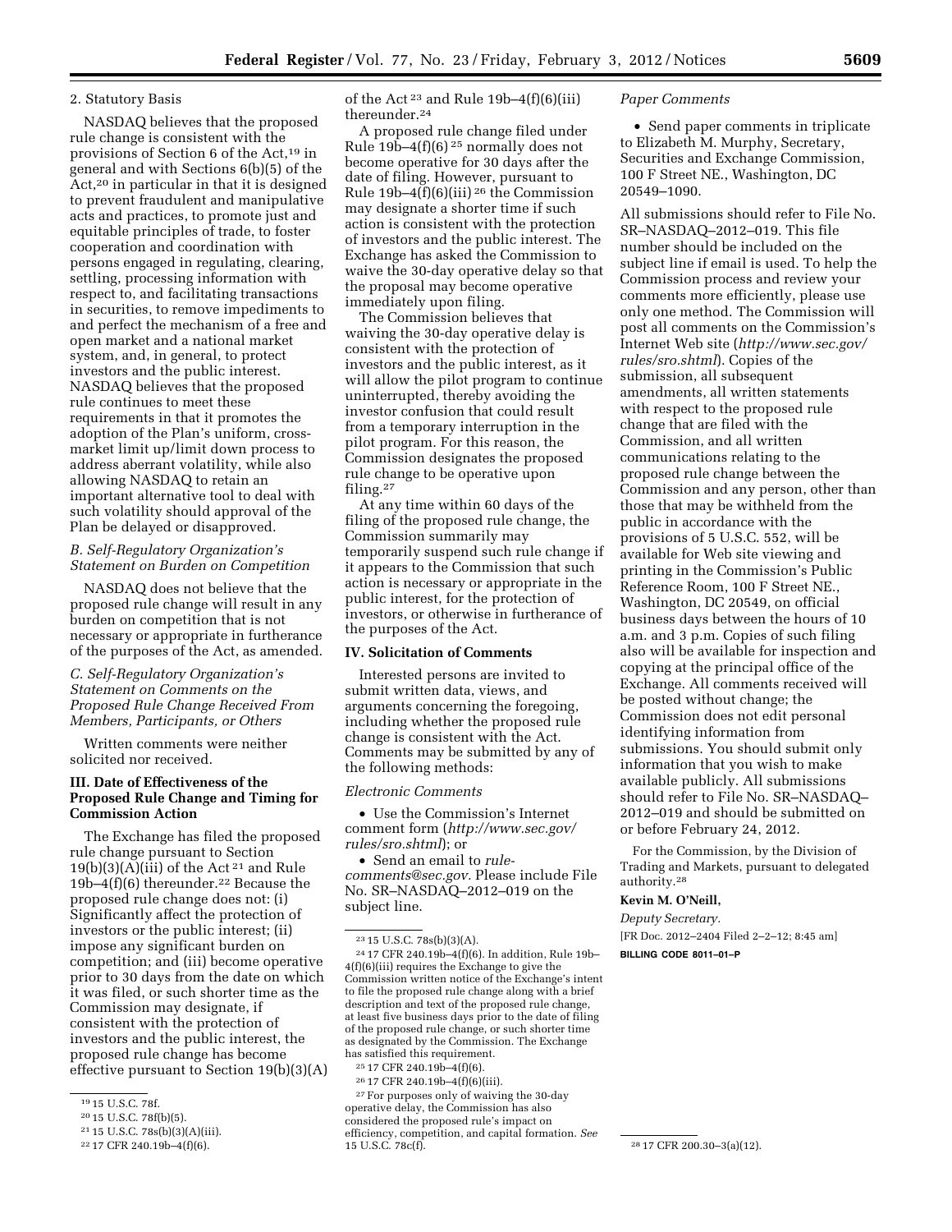2. Statutory Basis

NASDAQ believes that the proposed rule change is consistent with the provisions of Section 6 of the Act,[19] in general and with Sections 6(b)(5) of the Act,[20] in particular in that it is designed to prevent fraudulent and manipulative acts and practices, to promote just and equitable principles of trade, to foster cooperation and coordination with persons engaged in regulating, clearing, settling, processing information with respect to, and facilitating transactions in securities, to remove impediments to and perfect the mechanism of a free and open market and a national market system, and, in general, to protect investors and the public interest. NASDAQ believes that the proposed rule continues to meet these requirements in that it promotes the adoption of the Plan's uniform, cross-market limit up/limit down process to address aberrant volatility, while also allowing NASDAQ to retain an important alternative tool to deal with such volatility should approval of the Plan be delayed or disapproved.

### *B. Self-Regulatory Organization's Statement on Burden on Competition*

NASDAQ does not believe that the proposed rule change will result in any burden on competition that is not necessary or appropriate in furtherance of the purposes of the Act, as amended.

### *C. Self-Regulatory Organization's Statement on Comments on the Proposed Rule Change Received From Members, Participants, or Others*

Written comments were neither solicited nor received.

## III. Date of Effectiveness of the Proposed Rule Change and Timing for Commission Action

The Exchange has filed the proposed rule change pursuant to Section 19(b)(3)(A)(iii) of the Act[21] and Rule 19b–4(f)(6) thereunder.[22] Because the proposed rule change does not: (i) Significantly affect the protection of investors or the public interest; (ii) impose any significant burden on competition; and (iii) become operative prior to 30 days from the date on which it was filed, or such shorter time as the Commission may designate, if consistent with the protection of investors and the public interest, the proposed rule change has become effective pursuant to Section 19(b)(3)(A) of the Act[23] and Rule 19b–4(f)(6)(iii) thereunder.[24]

A proposed rule change filed under Rule 19b–4(f)(6)[25] normally does not become operative for 30 days after the date of filing. However, pursuant to Rule 19b–4(f)(6)(iii)[26] the Commission may designate a shorter time if such action is consistent with the protection of investors and the public interest. The Exchange has asked the Commission to waive the 30-day operative delay so that the proposal may become operative immediately upon filing.

The Commission believes that waiving the 30-day operative delay is consistent with the protection of investors and the public interest, as it will allow the pilot program to continue uninterrupted, thereby avoiding the investor confusion that could result from a temporary interruption in the pilot program. For this reason, the Commission designates the proposed rule change to be operative upon filing.[27]

At any time within 60 days of the filing of the proposed rule change, the Commission summarily may temporarily suspend such rule change if it appears to the Commission that such action is necessary or appropriate in the public interest, for the protection of investors, or otherwise in furtherance of the purposes of the Act.

## IV. Solicitation of Comments

Interested persons are invited to submit written data, views, and arguments concerning the foregoing, including whether the proposed rule change is consistent with the Act. Comments may be submitted by any of the following methods:

*Electronic Comments*

- Use the Commission's Internet comment form (*http://www.sec.gov/rules/sro.shtml*); or
- Send an email to *rule-comments@sec.gov.* Please include File No. SR–NASDAQ–2012–019 on the subject line.

*Paper Comments*

- Send paper comments in triplicate to Elizabeth M. Murphy, Secretary, Securities and Exchange Commission, 100 F Street NE., Washington, DC 20549–1090.

All submissions should refer to File No. SR–NASDAQ–2012–019. This file number should be included on the subject line if email is used. To help the Commission process and review your comments more efficiently, please use only one method. The Commission will post all comments on the Commission's Internet Web site (*http://www.sec.gov/rules/sro.shtml*). Copies of the submission, all subsequent amendments, all written statements with respect to the proposed rule change that are filed with the Commission, and all written communications relating to the proposed rule change between the Commission and any person, other than those that may be withheld from the public in accordance with the provisions of 5 U.S.C. 552, will be available for Web site viewing and printing in the Commission's Public Reference Room, 100 F Street NE., Washington, DC 20549, on official business days between the hours of 10 a.m. and 3 p.m. Copies of such filing also will be available for inspection and copying at the principal office of the Exchange. All comments received will be posted without change; the Commission does not edit personal identifying information from submissions. You should submit only information that you wish to make available publicly. All submissions should refer to File No. SR–NASDAQ–2012–019 and should be submitted on or before February 24, 2012.

For the Commission, by the Division of Trading and Markets, pursuant to delegated authority.[28]

**Kevin M. O'Neill,**

*Deputy Secretary.*

[FR Doc. 2012–2404 Filed 2–2–12; 8:45 am]

**BILLING CODE 8011–01–P**

---

[19] 15 U.S.C. 78f.

[20] 15 U.S.C. 78f(b)(5).

[21] 15 U.S.C. 78s(b)(3)(A)(iii).

[22] 17 CFR 240.19b–4(f)(6).

[23] 15 U.S.C. 78s(b)(3)(A).

[24] 17 CFR 240.19b–4(f)(6). In addition, Rule 19b–4(f)(6)(iii) requires the Exchange to give the Commission written notice of the Exchange's intent to file the proposed rule change along with a brief description and text of the proposed rule change, at least five business days prior to the date of filing of the proposed rule change, or such shorter time as designated by the Commission. The Exchange has satisfied this requirement.

[25] 17 CFR 240.19b–4(f)(6).

[26] 17 CFR 240.19b–4(f)(6)(iii).

[27] For purposes only of waiving the 30-day operative delay, the Commission has also considered the proposed rule's impact on efficiency, competition, and capital formation. *See* 15 U.S.C. 78c(f).

[28] 17 CFR 200.30–3(a)(12).